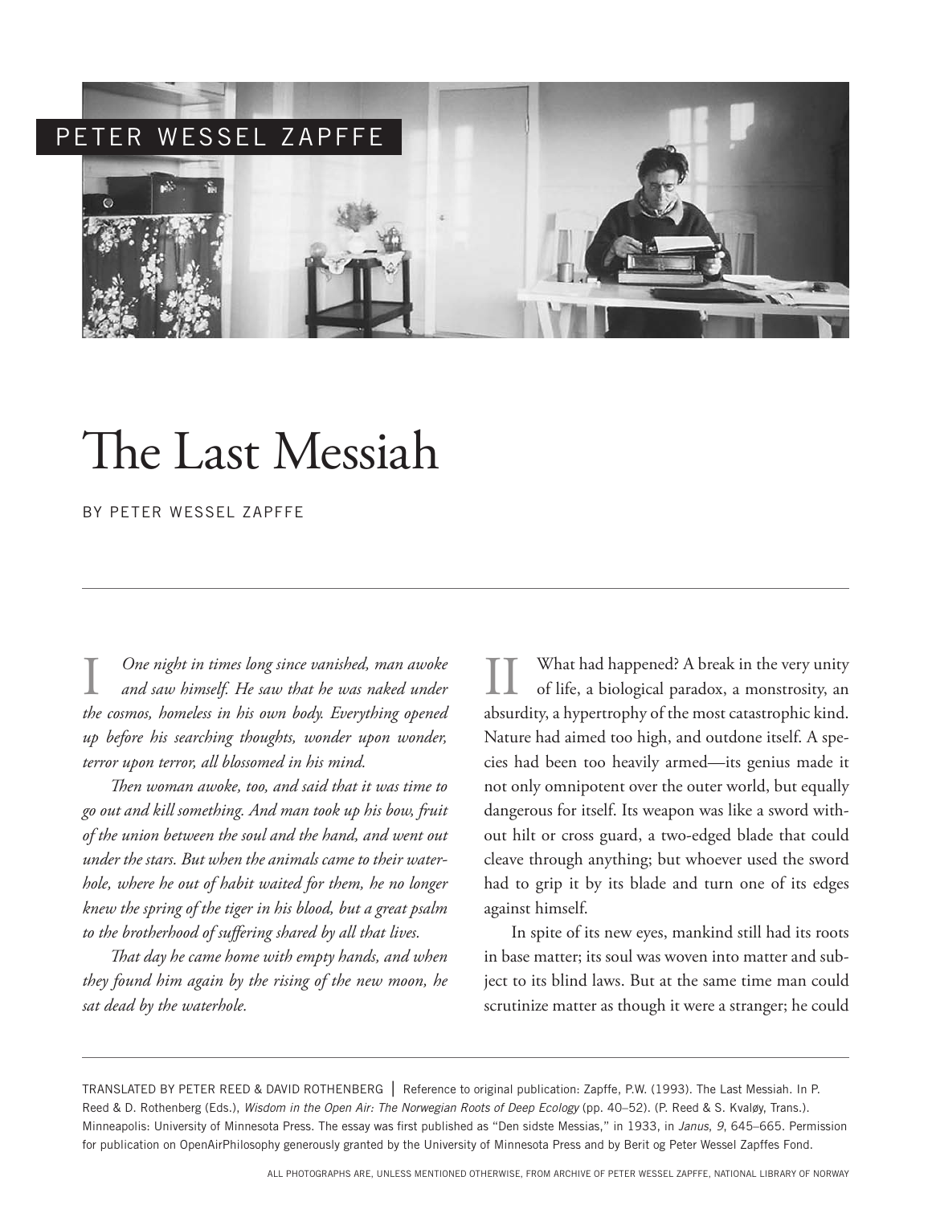PETER WESSEL ZAPFFE

# The Last Messiah

BY PETER WESSEL ZAPFFE

I *One night in times long since vanished, man awoke and saw himself. He saw that he was naked under the cosmos, homeless in his own body. Everything opened up before his searching thoughts, wonder upon wonder, terror upon terror, all blossomed in his mind.*

*Then woman awoke, too, and said that it was time to go out and kill something. And man took up his bow, fruit of the union between the soul and the hand, and went out under the stars. But when the animals came to their waterhole, where he out of habit waited for them, he no longer knew the spring of the tiger in his blood, but a great psalm to the brotherhood of suffering shared by all that lives.*

*That day he came home with empty hands, and when they found him again by the rising of the new moon, he sat dead by the waterhole.*

II What had happened? A break in the very unity of life, a biological paradox, a monstrosity, an absurdity, a hypertrophy of the most catastrophic kind. Nature had aimed too high, and outdone itself. A species had been too heavily armed—its genius made it not only omnipotent over the outer world, but equally dangerous for itself. Its weapon was like a sword without hilt or cross guard, a two-edged blade that could cleave through anything; but whoever used the sword had to grip it by its blade and turn one of its edges against himself.

In spite of its new eyes, mankind still had its roots in base matter; its soul was woven into matter and subject to its blind laws. But at the same time man could scrutinize matter as though it were a stranger; he could

TRANSLATED BY PETER REED & DAVID ROTHENBERG | Reference to original publication: Zapffe, P.W. (1993). The Last Messiah. In P. Reed & D. Rothenberg (Eds.), *Wisdom in the Open Air: The Norwegian Roots of Deep Ecology* (pp. 40–52). (P. Reed & S. Kvaløy, Trans.). Minneapolis: University of Minnesota Press. The essay was first published as "Den sidste Messias," in 1933, in *Janus, 9*, 645–665. Permission for publication on OpenAirPhilosophy generously granted by the University of Minnesota Press and by Berit og Peter Wessel Zapffes Fond.

ALL PHOTOGRAPHS ARE, UNLESS MENTIONED OTHERWISE, FROM ARCHIVE OF PETER WESSEL ZAPFFE, NATIONAL LIBRARY OF NORWAY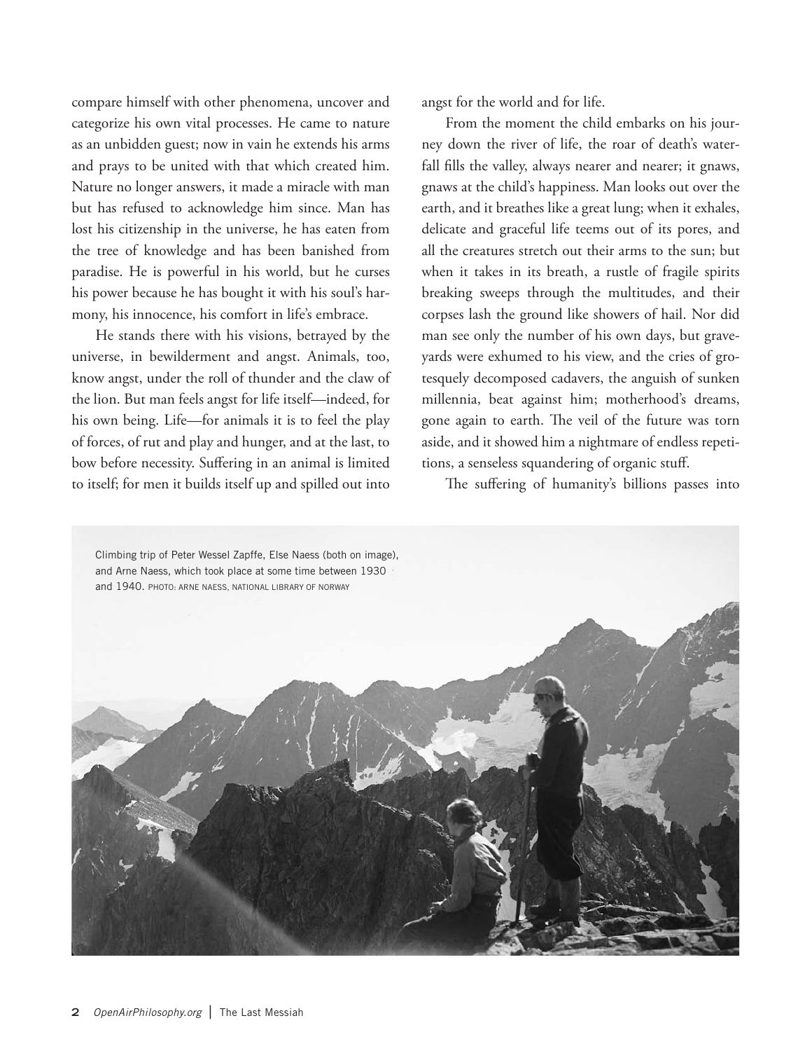compare himself with other phenomena, uncover and categorize his own vital processes. He came to nature as an unbidden guest; now in vain he extends his arms and prays to be united with that which created him. Nature no longer answers, it made a miracle with man but has refused to acknowledge him since. Man has lost his citizenship in the universe, he has eaten from the tree of knowledge and has been banished from paradise. He is powerful in his world, but he curses his power because he has bought it with his soul's harmony, his innocence, his comfort in life's embrace.

He stands there with his visions, betrayed by the universe, in bewilderment and angst. Animals, too, know angst, under the roll of thunder and the claw of the lion. But man feels angst for life itself—indeed, for his own being. Life—for animals it is to feel the play of forces, of rut and play and hunger, and at the last, to bow before necessity. Suffering in an animal is limited to itself; for men it builds itself up and spilled out into angst for the world and for life.

From the moment the child embarks on his journey down the river of life, the roar of death's waterfall fills the valley, always nearer and nearer; it gnaws, gnaws at the child's happiness. Man looks out over the earth, and it breathes like a great lung; when it exhales, delicate and graceful life teems out of its pores, and all the creatures stretch out their arms to the sun; but when it takes in its breath, a rustle of fragile spirits breaking sweeps through the multitudes, and their corpses lash the ground like showers of hail. Nor did man see only the number of his own days, but graveyards were exhumed to his view, and the cries of grotesquely decomposed cadavers, the anguish of sunken millennia, beat against him; motherhood's dreams, gone again to earth. The veil of the future was torn aside, and it showed him a nightmare of endless repetitions, a senseless squandering of organic stuff.

The suffering of humanity's billions passes into

Climbing trip of Peter Wessel Zapffe, Else Naess (both on image), and Arne Naess, which took place at some time between 1930 and 1940. PHOTO: ARNE NAESS, NATIONAL LIBRARY OF NORWAY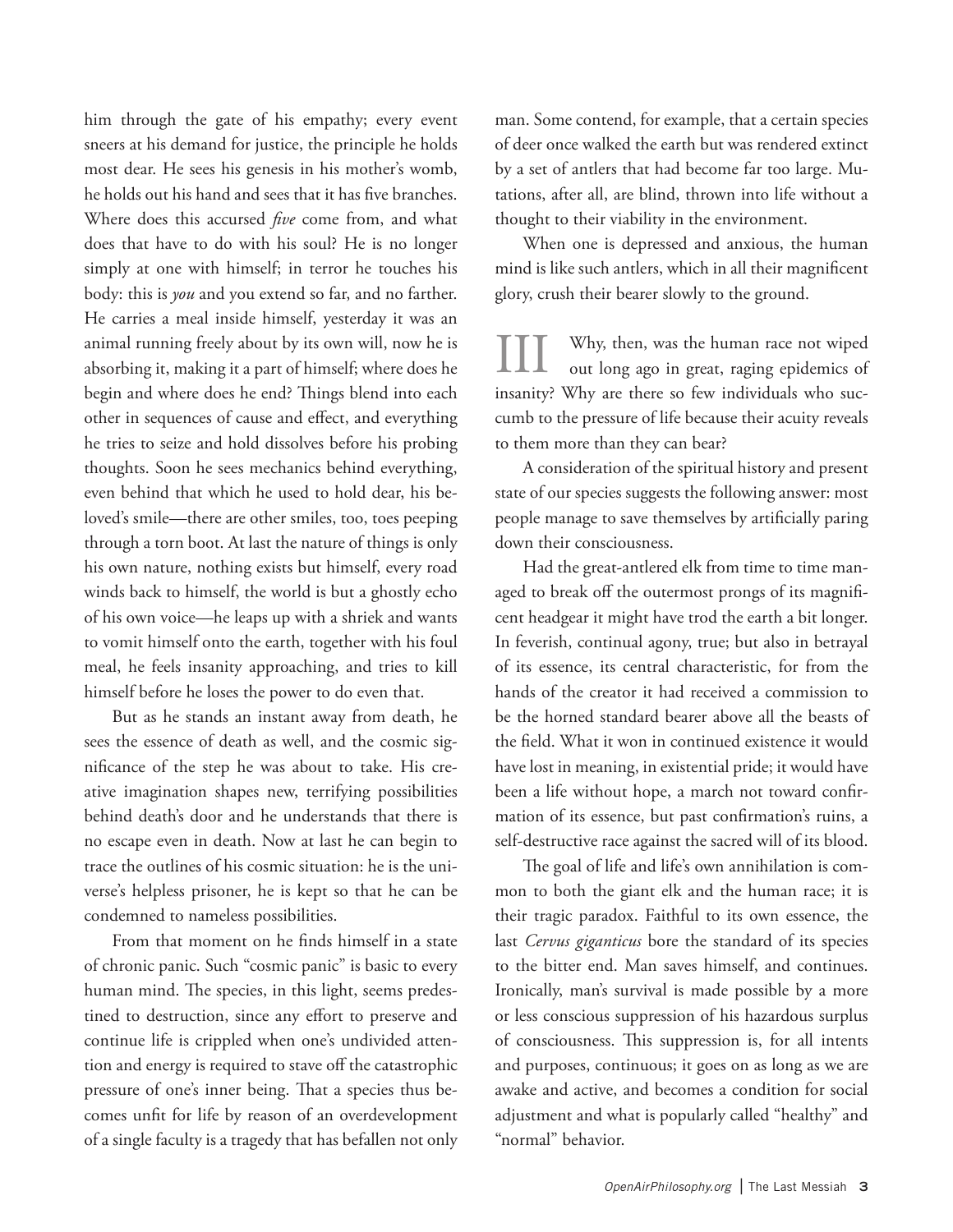him through the gate of his empathy; every event sneers at his demand for justice, the principle he holds most dear. He sees his genesis in his mother's womb, he holds out his hand and sees that it has five branches. Where does this accursed *five* come from, and what does that have to do with his soul? He is no longer simply at one with himself; in terror he touches his body: this is *you* and you extend so far, and no farther. He carries a meal inside himself, yesterday it was an animal running freely about by its own will, now he is absorbing it, making it a part of himself; where does he begin and where does he end? Things blend into each other in sequences of cause and effect, and everything he tries to seize and hold dissolves before his probing thoughts. Soon he sees mechanics behind everything, even behind that which he used to hold dear, his beloved's smile—there are other smiles, too, toes peeping through a torn boot. At last the nature of things is only his own nature, nothing exists but himself, every road winds back to himself, the world is but a ghostly echo of his own voice—he leaps up with a shriek and wants to vomit himself onto the earth, together with his foul meal, he feels insanity approaching, and tries to kill himself before he loses the power to do even that.

But as he stands an instant away from death, he sees the essence of death as well, and the cosmic significance of the step he was about to take. His creative imagination shapes new, terrifying possibilities behind death's door and he understands that there is no escape even in death. Now at last he can begin to trace the outlines of his cosmic situation: he is the universe's helpless prisoner, he is kept so that he can be condemned to nameless possibilities.

From that moment on he finds himself in a state of chronic panic. Such "cosmic panic" is basic to every human mind. The species, in this light, seems predestined to destruction, since any effort to preserve and continue life is crippled when one's undivided attention and energy is required to stave off the catastrophic pressure of one's inner being. That a species thus becomes unfit for life by reason of an overdevelopment of a single faculty is a tragedy that has befallen not only man. Some contend, for example, that a certain species of deer once walked the earth but was rendered extinct by a set of antlers that had become far too large. Mutations, after all, are blind, thrown into life without a thought to their viability in the environment.

When one is depressed and anxious, the human mind is like such antlers, which in all their magnificent glory, crush their bearer slowly to the ground.

## III

Why, then, was the human race not wiped out long ago in great, raging epidemics of insanity? Why are there so few individuals who succumb to the pressure of life because their acuity reveals to them more than they can bear?

A consideration of the spiritual history and present state of our species suggests the following answer: most people manage to save themselves by artificially paring down their consciousness.

Had the great-antlered elk from time to time managed to break off the outermost prongs of its magnificent headgear it might have trod the earth a bit longer. In feverish, continual agony, true; but also in betrayal of its essence, its central characteristic, for from the hands of the creator it had received a commission to be the horned standard bearer above all the beasts of the field. What it won in continued existence it would have lost in meaning, in existential pride; it would have been a life without hope, a march not toward confirmation of its essence, but past confirmation's ruins, a self-destructive race against the sacred will of its blood.

The goal of life and life's own annihilation is common to both the giant elk and the human race; it is their tragic paradox. Faithful to its own essence, the last *Cervus giganticus* bore the standard of its species to the bitter end. Man saves himself, and continues. Ironically, man's survival is made possible by a more or less conscious suppression of his hazardous surplus of consciousness. This suppression is, for all intents and purposes, continuous; it goes on as long as we are awake and active, and becomes a condition for social adjustment and what is popularly called "healthy" and "normal" behavior.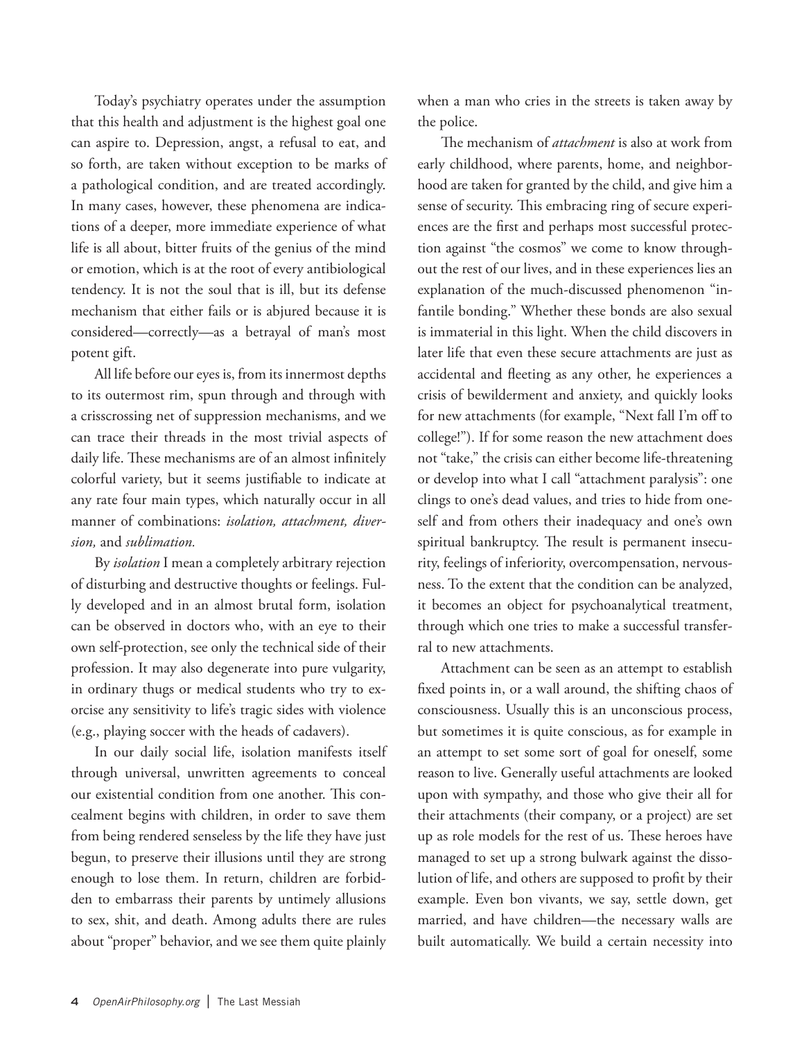Today's psychiatry operates under the assumption that this health and adjustment is the highest goal one can aspire to. Depression, angst, a refusal to eat, and so forth, are taken without exception to be marks of a pathological condition, and are treated accordingly. In many cases, however, these phenomena are indications of a deeper, more immediate experience of what life is all about, bitter fruits of the genius of the mind or emotion, which is at the root of every antibiological tendency. It is not the soul that is ill, but its defense mechanism that either fails or is abjured because it is considered—correctly—as a betrayal of man's most potent gift.

All life before our eyes is, from its innermost depths to its outermost rim, spun through and through with a crisscrossing net of suppression mechanisms, and we can trace their threads in the most trivial aspects of daily life. These mechanisms are of an almost infinitely colorful variety, but it seems justifiable to indicate at any rate four main types, which naturally occur in all manner of combinations: *isolation, attachment, diversion,* and *sublimation.*

By *isolation* I mean a completely arbitrary rejection of disturbing and destructive thoughts or feelings. Fully developed and in an almost brutal form, isolation can be observed in doctors who, with an eye to their own self-protection, see only the technical side of their profession. It may also degenerate into pure vulgarity, in ordinary thugs or medical students who try to exorcise any sensitivity to life's tragic sides with violence (e.g., playing soccer with the heads of cadavers).

In our daily social life, isolation manifests itself through universal, unwritten agreements to conceal our existential condition from one another. This concealment begins with children, in order to save them from being rendered senseless by the life they have just begun, to preserve their illusions until they are strong enough to lose them. In return, children are forbidden to embarrass their parents by untimely allusions to sex, shit, and death. Among adults there are rules about "proper" behavior, and we see them quite plainly when a man who cries in the streets is taken away by the police.

The mechanism of *attachment* is also at work from early childhood, where parents, home, and neighborhood are taken for granted by the child, and give him a sense of security. This embracing ring of secure experiences are the first and perhaps most successful protection against "the cosmos" we come to know throughout the rest of our lives, and in these experiences lies an explanation of the much-discussed phenomenon "infantile bonding." Whether these bonds are also sexual is immaterial in this light. When the child discovers in later life that even these secure attachments are just as accidental and fleeting as any other, he experiences a crisis of bewilderment and anxiety, and quickly looks for new attachments (for example, "Next fall I'm off to college!"). If for some reason the new attachment does not "take," the crisis can either become life-threatening or develop into what I call "attachment paralysis": one clings to one's dead values, and tries to hide from oneself and from others their inadequacy and one's own spiritual bankruptcy. The result is permanent insecurity, feelings of inferiority, overcompensation, nervousness. To the extent that the condition can be analyzed, it becomes an object for psychoanalytical treatment, through which one tries to make a successful transferral to new attachments.

Attachment can be seen as an attempt to establish fixed points in, or a wall around, the shifting chaos of consciousness. Usually this is an unconscious process, but sometimes it is quite conscious, as for example in an attempt to set some sort of goal for oneself, some reason to live. Generally useful attachments are looked upon with sympathy, and those who give their all for their attachments (their company, or a project) are set up as role models for the rest of us. These heroes have managed to set up a strong bulwark against the dissolution of life, and others are supposed to profit by their example. Even bon vivants, we say, settle down, get married, and have children—the necessary walls are built automatically. We build a certain necessity into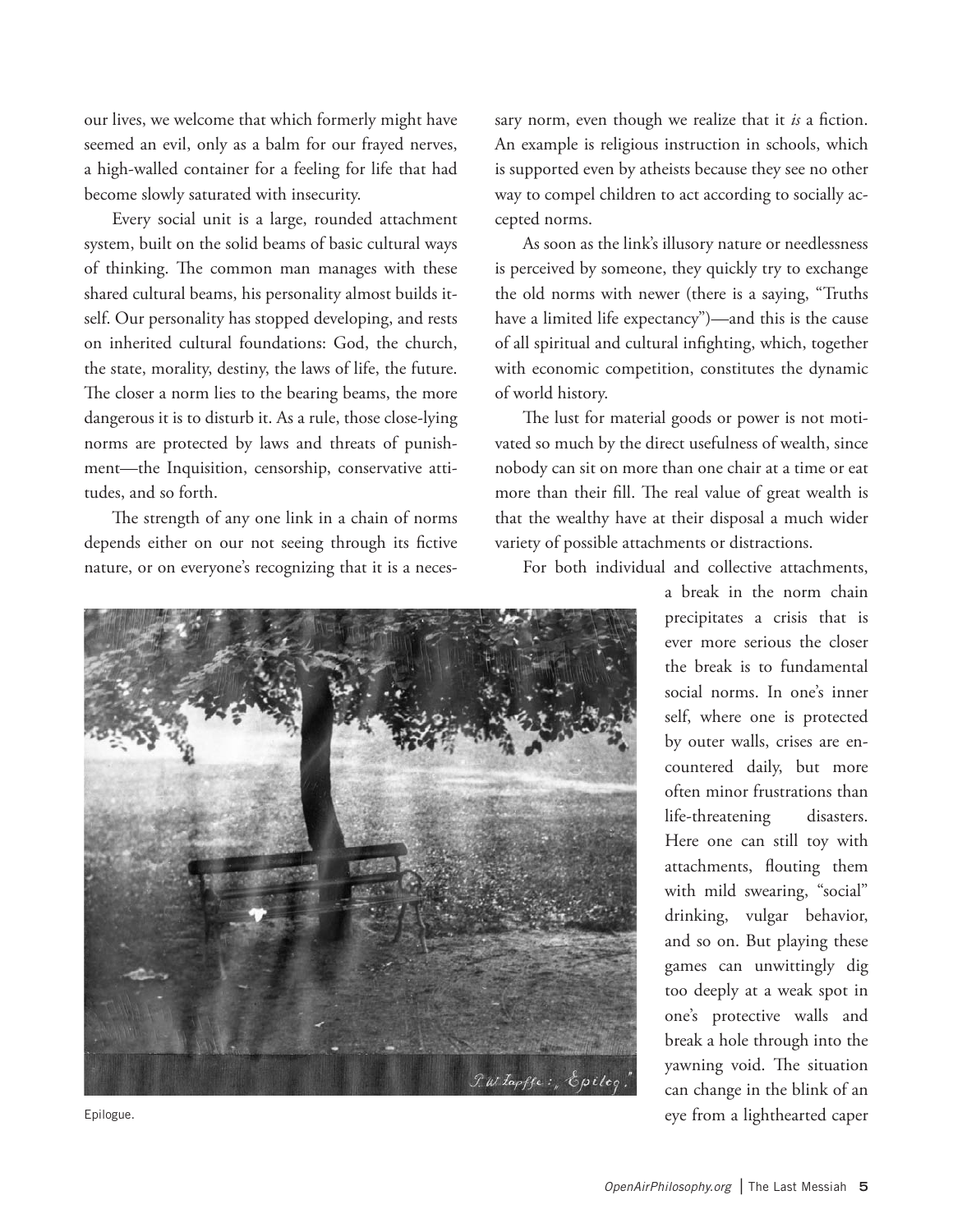our lives, we welcome that which formerly might have seemed an evil, only as a balm for our frayed nerves, a high-walled container for a feeling for life that had become slowly saturated with insecurity.

Every social unit is a large, rounded attachment system, built on the solid beams of basic cultural ways of thinking. The common man manages with these shared cultural beams, his personality almost builds itself. Our personality has stopped developing, and rests on inherited cultural foundations: God, the church, the state, morality, destiny, the laws of life, the future. The closer a norm lies to the bearing beams, the more dangerous it is to disturb it. As a rule, those close-lying norms are protected by laws and threats of punishment—the Inquisition, censorship, conservative attitudes, and so forth.

The strength of any one link in a chain of norms depends either on our not seeing through its fictive nature, or on everyone's recognizing that it is a necessary norm, even though we realize that it *is* a fiction. An example is religious instruction in schools, which is supported even by atheists because they see no other way to compel children to act according to socially accepted norms.

As soon as the link's illusory nature or needlessness is perceived by someone, they quickly try to exchange the old norms with newer (there is a saying, "Truths have a limited life expectancy")—and this is the cause of all spiritual and cultural infighting, which, together with economic competition, constitutes the dynamic of world history.

The lust for material goods or power is not motivated so much by the direct usefulness of wealth, since nobody can sit on more than one chair at a time or eat more than their fill. The real value of great wealth is that the wealthy have at their disposal a much wider variety of possible attachments or distractions.

For both individual and collective attachments, a break in the norm chain precipitates a crisis that is ever more serious the closer the break is to fundamental social norms. In one's inner self, where one is protected by outer walls, crises are encountered daily, but more often minor frustrations than life-threatening disasters. Here one can still toy with attachments, flouting them with mild swearing, "social" drinking, vulgar behavior, and so on. But playing these games can unwittingly dig too deeply at a weak spot in one's protective walls and break a hole through into the yawning void. The situation can change in the blink of an eye from a lighthearted caper

P. W. Zapffe: „Epilog."

Epilogue.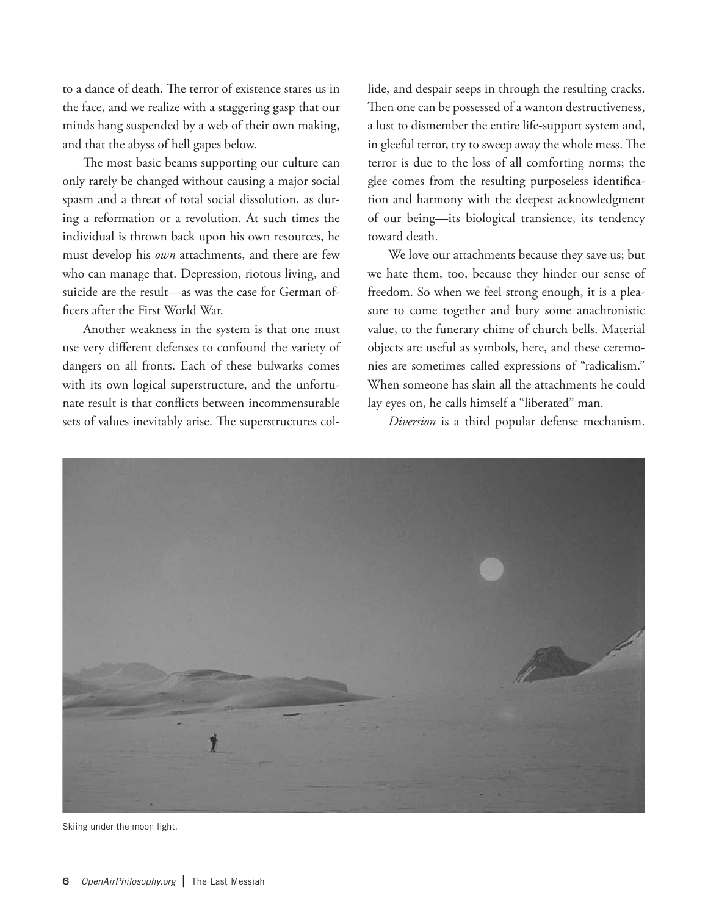to a dance of death. The terror of existence stares us in the face, and we realize with a staggering gasp that our minds hang suspended by a web of their own making, and that the abyss of hell gapes below.

The most basic beams supporting our culture can only rarely be changed without causing a major social spasm and a threat of total social dissolution, as during a reformation or a revolution. At such times the individual is thrown back upon his own resources, he must develop his *own* attachments, and there are few who can manage that. Depression, riotous living, and suicide are the result—as was the case for German officers after the First World War.

Another weakness in the system is that one must use very different defenses to confound the variety of dangers on all fronts. Each of these bulwarks comes with its own logical superstructure, and the unfortunate result is that conflicts between incommensurable sets of values inevitably arise. The superstructures collide, and despair seeps in through the resulting cracks. Then one can be possessed of a wanton destructiveness, a lust to dismember the entire life-support system and, in gleeful terror, try to sweep away the whole mess. The terror is due to the loss of all comforting norms; the glee comes from the resulting purposeless identification and harmony with the deepest acknowledgment of our being—its biological transience, its tendency toward death.

We love our attachments because they save us; but we hate them, too, because they hinder our sense of freedom. So when we feel strong enough, it is a pleasure to come together and bury some anachronistic value, to the funerary chime of church bells. Material objects are useful as symbols, here, and these ceremonies are sometimes called expressions of "radicalism." When someone has slain all the attachments he could lay eyes on, he calls himself a "liberated" man.

*Diversion* is a third popular defense mechanism.

Skiing under the moon light.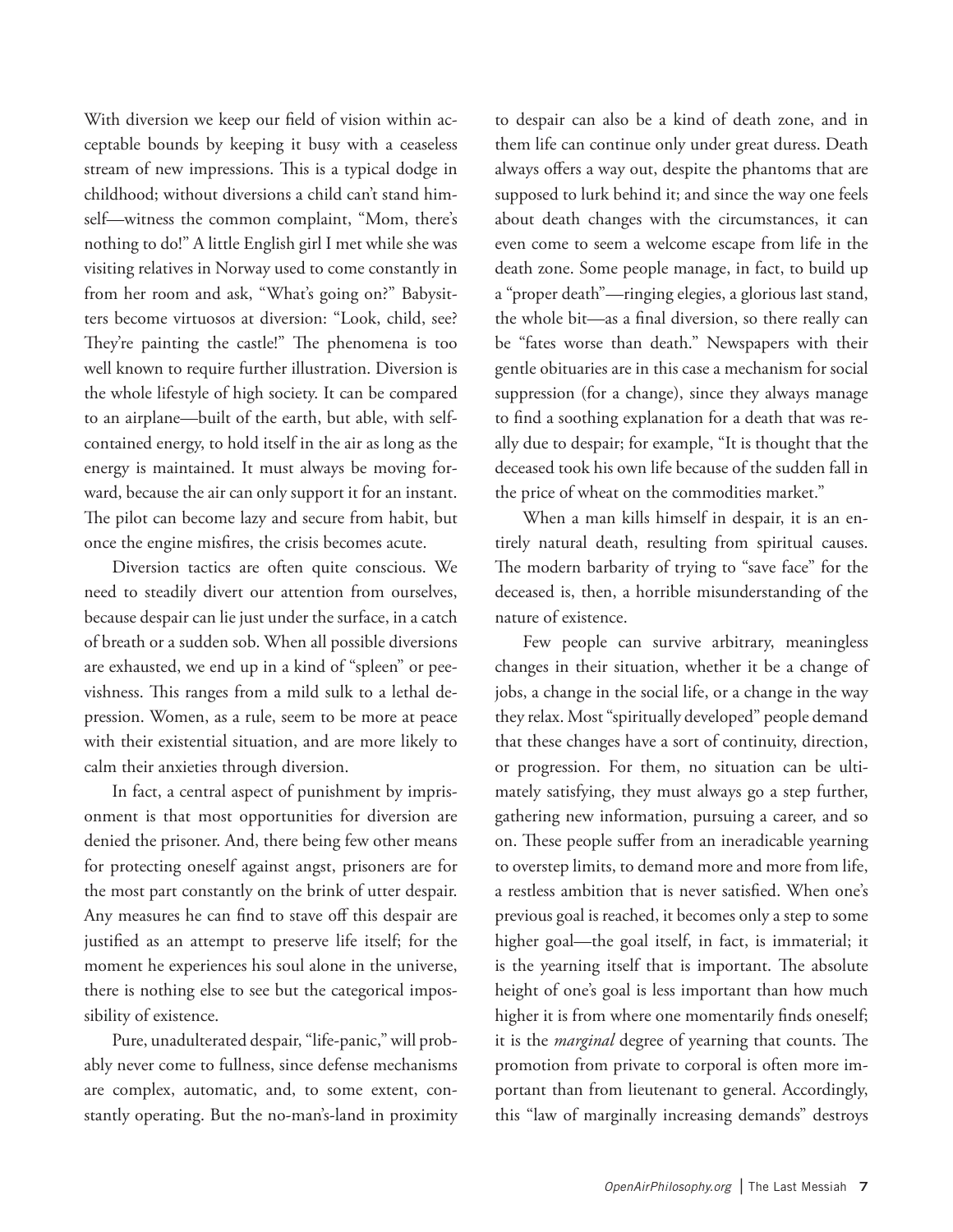With diversion we keep our field of vision within acceptable bounds by keeping it busy with a ceaseless stream of new impressions. This is a typical dodge in childhood; without diversions a child can't stand himself—witness the common complaint, "Mom, there's nothing to do!" A little English girl I met while she was visiting relatives in Norway used to come constantly in from her room and ask, "What's going on?" Babysitters become virtuosos at diversion: "Look, child, see? They're painting the castle!" The phenomena is too well known to require further illustration. Diversion is the whole lifestyle of high society. It can be compared to an airplane—built of the earth, but able, with self-contained energy, to hold itself in the air as long as the energy is maintained. It must always be moving forward, because the air can only support it for an instant. The pilot can become lazy and secure from habit, but once the engine misfires, the crisis becomes acute.

Diversion tactics are often quite conscious. We need to steadily divert our attention from ourselves, because despair can lie just under the surface, in a catch of breath or a sudden sob. When all possible diversions are exhausted, we end up in a kind of "spleen" or peevishness. This ranges from a mild sulk to a lethal depression. Women, as a rule, seem to be more at peace with their existential situation, and are more likely to calm their anxieties through diversion.

In fact, a central aspect of punishment by imprisonment is that most opportunities for diversion are denied the prisoner. And, there being few other means for protecting oneself against angst, prisoners are for the most part constantly on the brink of utter despair. Any measures he can find to stave off this despair are justified as an attempt to preserve life itself; for the moment he experiences his soul alone in the universe, there is nothing else to see but the categorical impossibility of existence.

Pure, unadulterated despair, "life-panic," will probably never come to fullness, since defense mechanisms are complex, automatic, and, to some extent, constantly operating. But the no-man's-land in proximity to despair can also be a kind of death zone, and in them life can continue only under great duress. Death always offers a way out, despite the phantoms that are supposed to lurk behind it; and since the way one feels about death changes with the circumstances, it can even come to seem a welcome escape from life in the death zone. Some people manage, in fact, to build up a "proper death"—ringing elegies, a glorious last stand, the whole bit—as a final diversion, so there really can be "fates worse than death." Newspapers with their gentle obituaries are in this case a mechanism for social suppression (for a change), since they always manage to find a soothing explanation for a death that was really due to despair; for example, "It is thought that the deceased took his own life because of the sudden fall in the price of wheat on the commodities market."

When a man kills himself in despair, it is an entirely natural death, resulting from spiritual causes. The modern barbarity of trying to "save face" for the deceased is, then, a horrible misunderstanding of the nature of existence.

Few people can survive arbitrary, meaningless changes in their situation, whether it be a change of jobs, a change in the social life, or a change in the way they relax. Most "spiritually developed" people demand that these changes have a sort of continuity, direction, or progression. For them, no situation can be ultimately satisfying, they must always go a step further, gathering new information, pursuing a career, and so on. These people suffer from an ineradicable yearning to overstep limits, to demand more and more from life, a restless ambition that is never satisfied. When one's previous goal is reached, it becomes only a step to some higher goal—the goal itself, in fact, is immaterial; it is the yearning itself that is important. The absolute height of one's goal is less important than how much higher it is from where one momentarily finds oneself; it is the *marginal* degree of yearning that counts. The promotion from private to corporal is often more important than from lieutenant to general. Accordingly, this "law of marginally increasing demands" destroys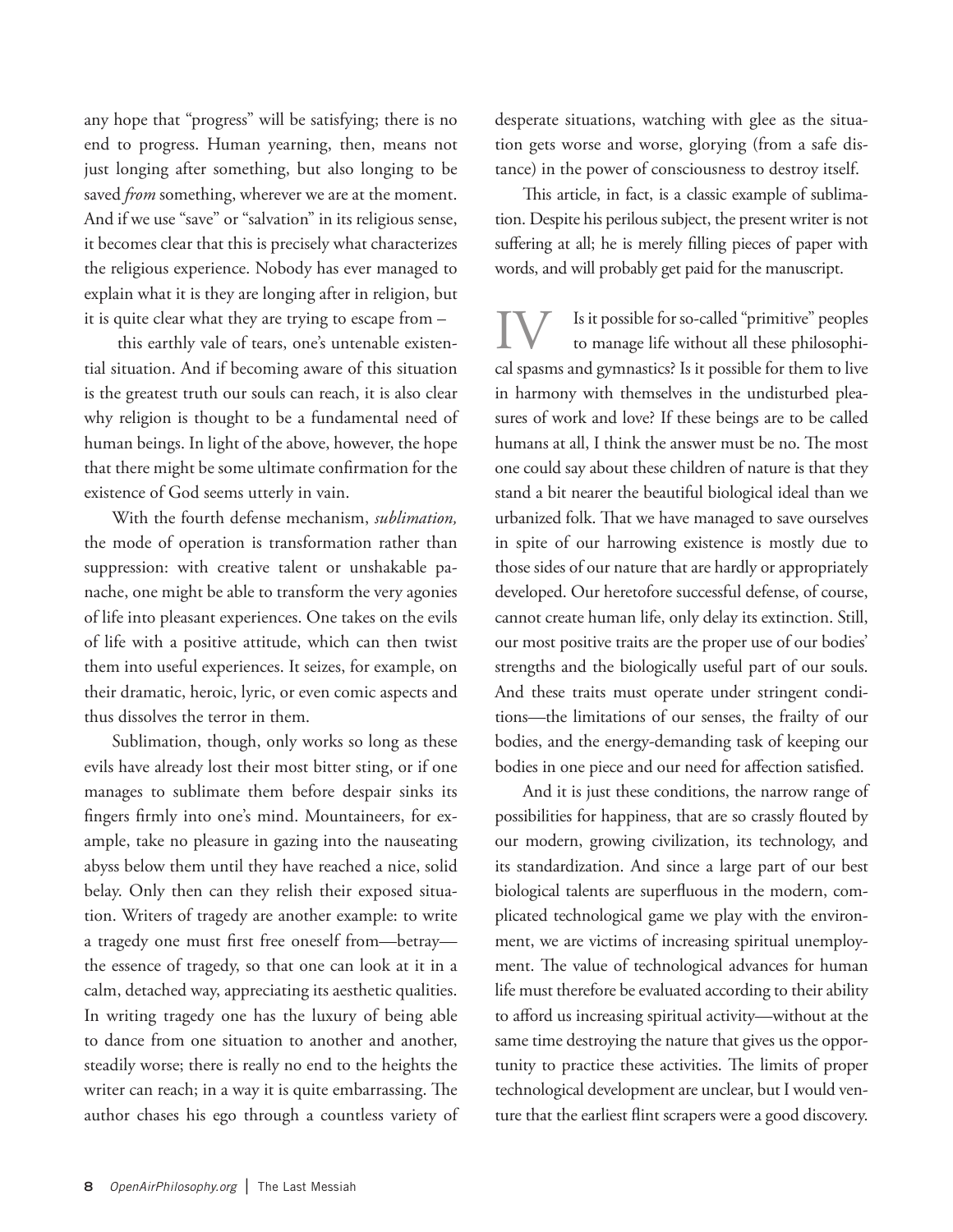any hope that "progress" will be satisfying; there is no end to progress. Human yearning, then, means not just longing after something, but also longing to be saved *from* something, wherever we are at the moment. And if we use "save" or "salvation" in its religious sense, it becomes clear that this is precisely what characterizes the religious experience. Nobody has ever managed to explain what it is they are longing after in religion, but it is quite clear what they are trying to escape from –

this earthly vale of tears, one's untenable existential situation. And if becoming aware of this situation is the greatest truth our souls can reach, it is also clear why religion is thought to be a fundamental need of human beings. In light of the above, however, the hope that there might be some ultimate confirmation for the existence of God seems utterly in vain.

With the fourth defense mechanism, *sublimation,* the mode of operation is transformation rather than suppression: with creative talent or unshakable panache, one might be able to transform the very agonies of life into pleasant experiences. One takes on the evils of life with a positive attitude, which can then twist them into useful experiences. It seizes, for example, on their dramatic, heroic, lyric, or even comic aspects and thus dissolves the terror in them.

Sublimation, though, only works so long as these evils have already lost their most bitter sting, or if one manages to sublimate them before despair sinks its fingers firmly into one's mind. Mountaineers, for example, take no pleasure in gazing into the nauseating abyss below them until they have reached a nice, solid belay. Only then can they relish their exposed situation. Writers of tragedy are another example: to write a tragedy one must first free oneself from—betray—the essence of tragedy, so that one can look at it in a calm, detached way, appreciating its aesthetic qualities. In writing tragedy one has the luxury of being able to dance from one situation to another and another, steadily worse; there is really no end to the heights the writer can reach; in a way it is quite embarrassing. The author chases his ego through a countless variety of desperate situations, watching with glee as the situation gets worse and worse, glorying (from a safe distance) in the power of consciousness to destroy itself.

This article, in fact, is a classic example of sublimation. Despite his perilous subject, the present writer is not suffering at all; he is merely filling pieces of paper with words, and will probably get paid for the manuscript.

## IV

Is it possible for so-called "primitive" peoples to manage life without all these philosophical spasms and gymnastics? Is it possible for them to live in harmony with themselves in the undisturbed pleasures of work and love? If these beings are to be called humans at all, I think the answer must be no. The most one could say about these children of nature is that they stand a bit nearer the beautiful biological ideal than we urbanized folk. That we have managed to save ourselves in spite of our harrowing existence is mostly due to those sides of our nature that are hardly or appropriately developed. Our heretofore successful defense, of course, cannot create human life, only delay its extinction. Still, our most positive traits are the proper use of our bodies' strengths and the biologically useful part of our souls. And these traits must operate under stringent conditions—the limitations of our senses, the frailty of our bodies, and the energy-demanding task of keeping our bodies in one piece and our need for affection satisfied.

And it is just these conditions, the narrow range of possibilities for happiness, that are so crassly flouted by our modern, growing civilization, its technology, and its standardization. And since a large part of our best biological talents are superfluous in the modern, complicated technological game we play with the environment, we are victims of increasing spiritual unemployment. The value of technological advances for human life must therefore be evaluated according to their ability to afford us increasing spiritual activity—without at the same time destroying the nature that gives us the opportunity to practice these activities. The limits of proper technological development are unclear, but I would venture that the earliest flint scrapers were a good discovery.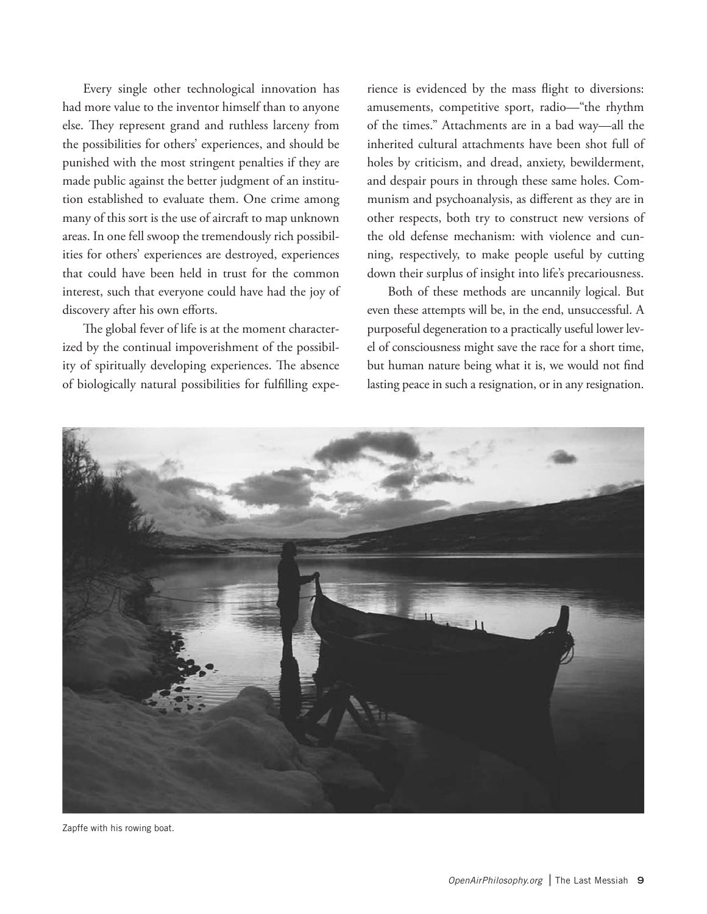Every single other technological innovation has had more value to the inventor himself than to anyone else. They represent grand and ruthless larceny from the possibilities for others' experiences, and should be punished with the most stringent penalties if they are made public against the better judgment of an institution established to evaluate them. One crime among many of this sort is the use of aircraft to map unknown areas. In one fell swoop the tremendously rich possibilities for others' experiences are destroyed, experiences that could have been held in trust for the common interest, such that everyone could have had the joy of discovery after his own efforts.

The global fever of life is at the moment characterized by the continual impoverishment of the possibility of spiritually developing experiences. The absence of biologically natural possibilities for fulfilling experience is evidenced by the mass flight to diversions: amusements, competitive sport, radio—"the rhythm of the times." Attachments are in a bad way—all the inherited cultural attachments have been shot full of holes by criticism, and dread, anxiety, bewilderment, and despair pours in through these same holes. Communism and psychoanalysis, as different as they are in other respects, both try to construct new versions of the old defense mechanism: with violence and cunning, respectively, to make people useful by cutting down their surplus of insight into life's precariousness.

Both of these methods are uncannily logical. But even these attempts will be, in the end, unsuccessful. A purposeful degeneration to a practically useful lower level of consciousness might save the race for a short time, but human nature being what it is, we would not find lasting peace in such a resignation, or in any resignation.

Zapffe with his rowing boat.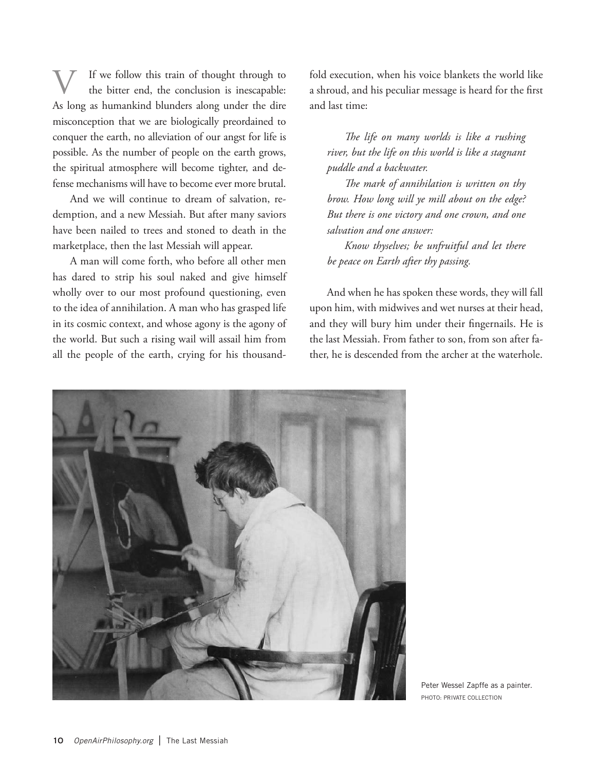V If we follow this train of thought through to the bitter end, the conclusion is inescapable: As long as humankind blunders along under the dire misconception that we are biologically preordained to conquer the earth, no alleviation of our angst for life is possible. As the number of people on the earth grows, the spiritual atmosphere will become tighter, and defense mechanisms will have to become ever more brutal.

And we will continue to dream of salvation, redemption, and a new Messiah. But after many saviors have been nailed to trees and stoned to death in the marketplace, then the last Messiah will appear.

A man will come forth, who before all other men has dared to strip his soul naked and give himself wholly over to our most profound questioning, even to the idea of annihilation. A man who has grasped life in its cosmic context, and whose agony is the agony of the world. But such a rising wail will assail him from all the people of the earth, crying for his thousandfold execution, when his voice blankets the world like a shroud, and his peculiar message is heard for the first and last time:

> *The life on many worlds is like a rushing river, but the life on this world is like a stagnant puddle and a backwater.*
>
> *The mark of annihilation is written on thy brow. How long will ye mill about on the edge? But there is one victory and one crown, and one salvation and one answer:*
>
> *Know thyselves; be unfruitful and let there be peace on Earth after thy passing.*

And when he has spoken these words, they will fall upon him, with midwives and wet nurses at their head, and they will bury him under their fingernails. He is the last Messiah. From father to son, from son after father, he is descended from the archer at the waterhole.

Peter Wessel Zapffe as a painter.
PHOTO: PRIVATE COLLECTION